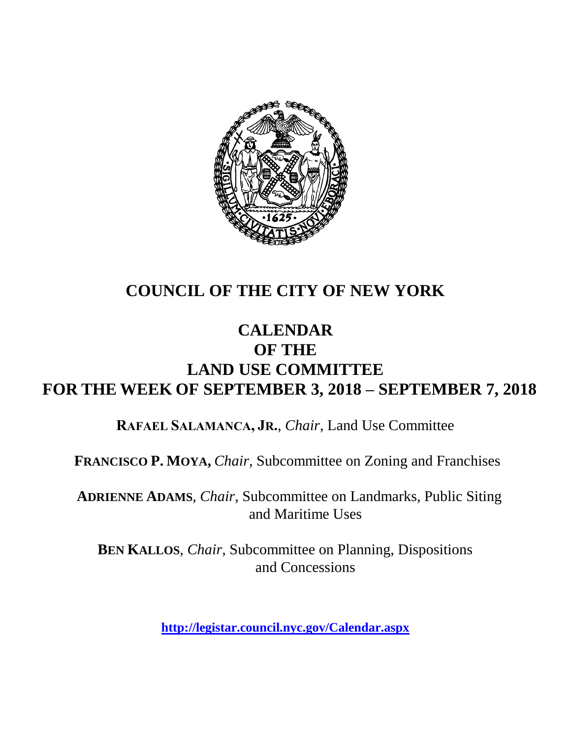# COUNCIL OF THE CITY OF NEW YORK

## CALENDAR
## OF THE
## LAND USE COMMITTEE
## FOR THE WEEK OF SEPTEMBER 3, 2018 – SEPTEMBER 7, 2018

**RAFAEL SALAMANCA, JR.**, *Chair*, Land Use Committee

**FRANCISCO P. MOYA,** *Chair,* Subcommittee on Zoning and Franchises

**ADRIENNE ADAMS**, *Chair*, Subcommittee on Landmarks, Public Siting and Maritime Uses

**BEN KALLOS**, *Chair*, Subcommittee on Planning, Dispositions and Concessions

**http://legistar.council.nyc.gov/Calendar.aspx**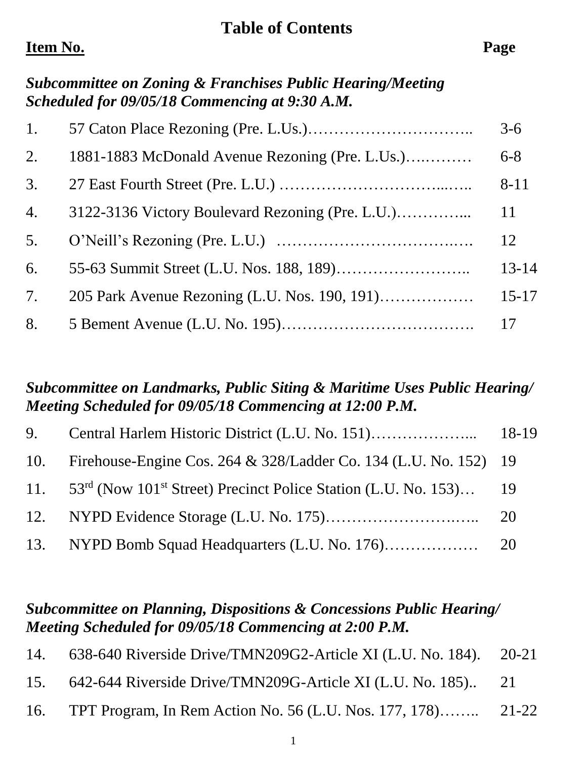# Table of Contents

| Item No. | | Page |
|---|---|---|
| ***Subcommittee on Zoning & Franchises Public Hearing/Meeting Scheduled for 09/05/18 Commencing at 9:30 A.M.*** | | |
| 1. | 57 Caton Place Rezoning (Pre. L.Us.)………………………….. | 3-6 |
| 2. | 1881-1883 McDonald Avenue Rezoning (Pre. L.Us.)….……… | 6-8 |
| 3. | 27 East Fourth Street (Pre. L.U.) …………………………...….. | 8-11 |
| 4. | 3122-3136 Victory Boulevard Rezoning (Pre. L.U.)…………... | 11 |
| 5. | O'Neill's Rezoning (Pre. L.U.) ………………………………..…. | 12 |
| 6. | 55-63 Summit Street (L.U. Nos. 188, 189)…………………….. | 13-14 |
| 7. | 205 Park Avenue Rezoning (L.U. Nos. 190, 191)……………… | 15-17 |
| 8. | 5 Bement Avenue (L.U. No. 195)………………………………. | 17 |
| ***Subcommittee on Landmarks, Public Siting & Maritime Uses Public Hearing/ Meeting Scheduled for 09/05/18 Commencing at 12:00 P.M.*** | | |
| 9. | Central Harlem Historic District (L.U. No. 151)………………... | 18-19 |
| 10. | Firehouse-Engine Cos. 264 & 328/Ladder Co. 134 (L.U. No. 152) | 19 |
| 11. | 53rd (Now 101st Street) Precinct Police Station (L.U. No. 153)… | 19 |
| 12. | NYPD Evidence Storage (L.U. No. 175)…………………….….. | 20 |
| 13. | NYPD Bomb Squad Headquarters (L.U. No. 176)……………… | 20 |
| ***Subcommittee on Planning, Dispositions & Concessions Public Hearing/ Meeting Scheduled for 09/05/18 Commencing at 2:00 P.M.*** | | |
| 14. | 638-640 Riverside Drive/TMN209G2-Article XI (L.U. No. 184). | 20-21 |
| 15. | 642-644 Riverside Drive/TMN209G-Article XI (L.U. No. 185).. | 21 |
| 16. | TPT Program, In Rem Action No. 56 (L.U. Nos. 177, 178)…….. | 21-22 |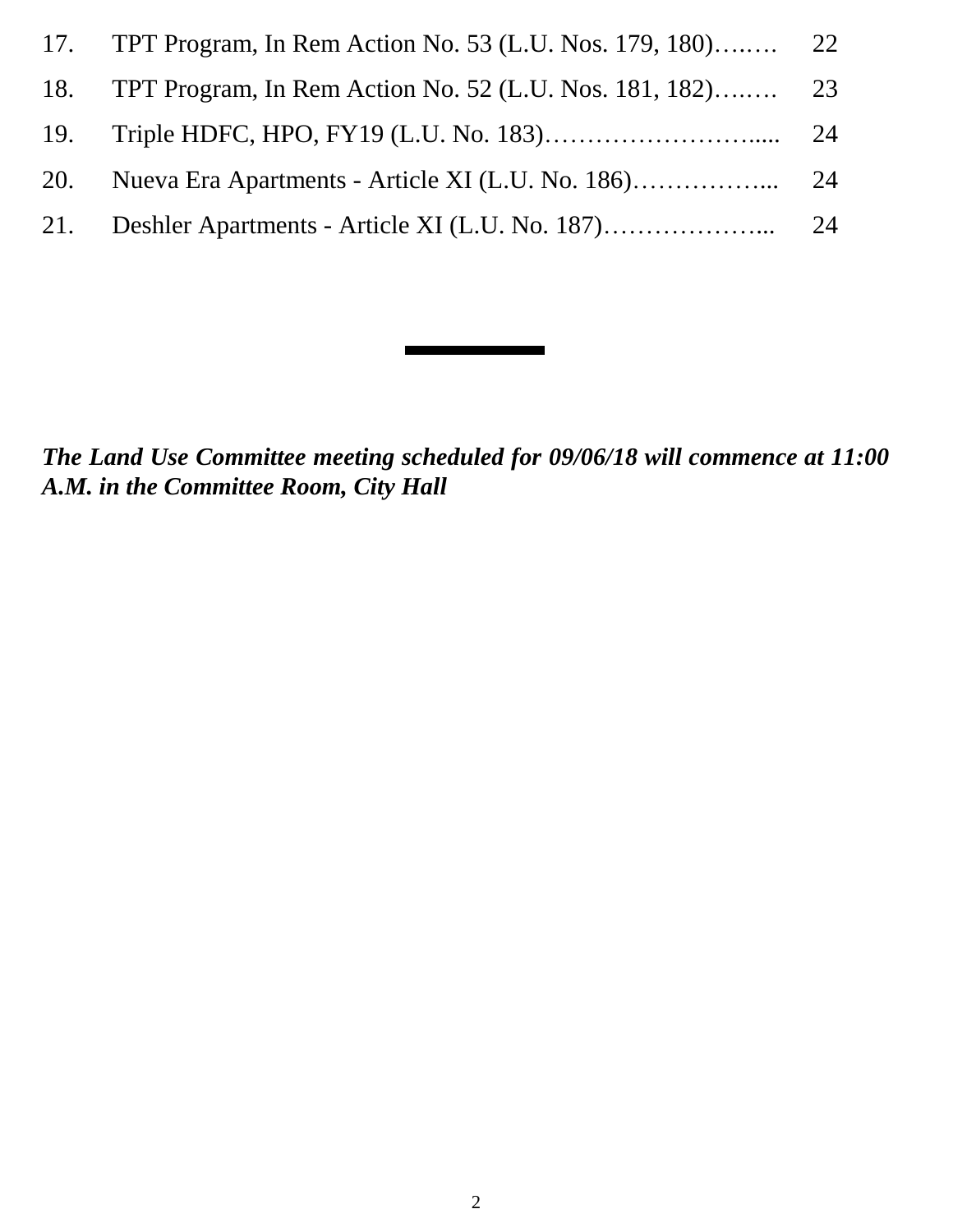17. TPT Program, In Rem Action No. 53 (L.U. Nos. 179, 180)….…  22
18. TPT Program, In Rem Action No. 52 (L.U. Nos. 181, 182)….…  23
19. Triple HDFC, HPO, FY19 (L.U. No. 183)……………………......  24
20. Nueva Era Apartments - Article XI (L.U. No. 186)……………...  24
21. Deshler Apartments - Article XI (L.U. No. 187)………………...  24

---

***The Land Use Committee meeting scheduled for 09/06/18 will commence at 11:00 A.M. in the Committee Room, City Hall***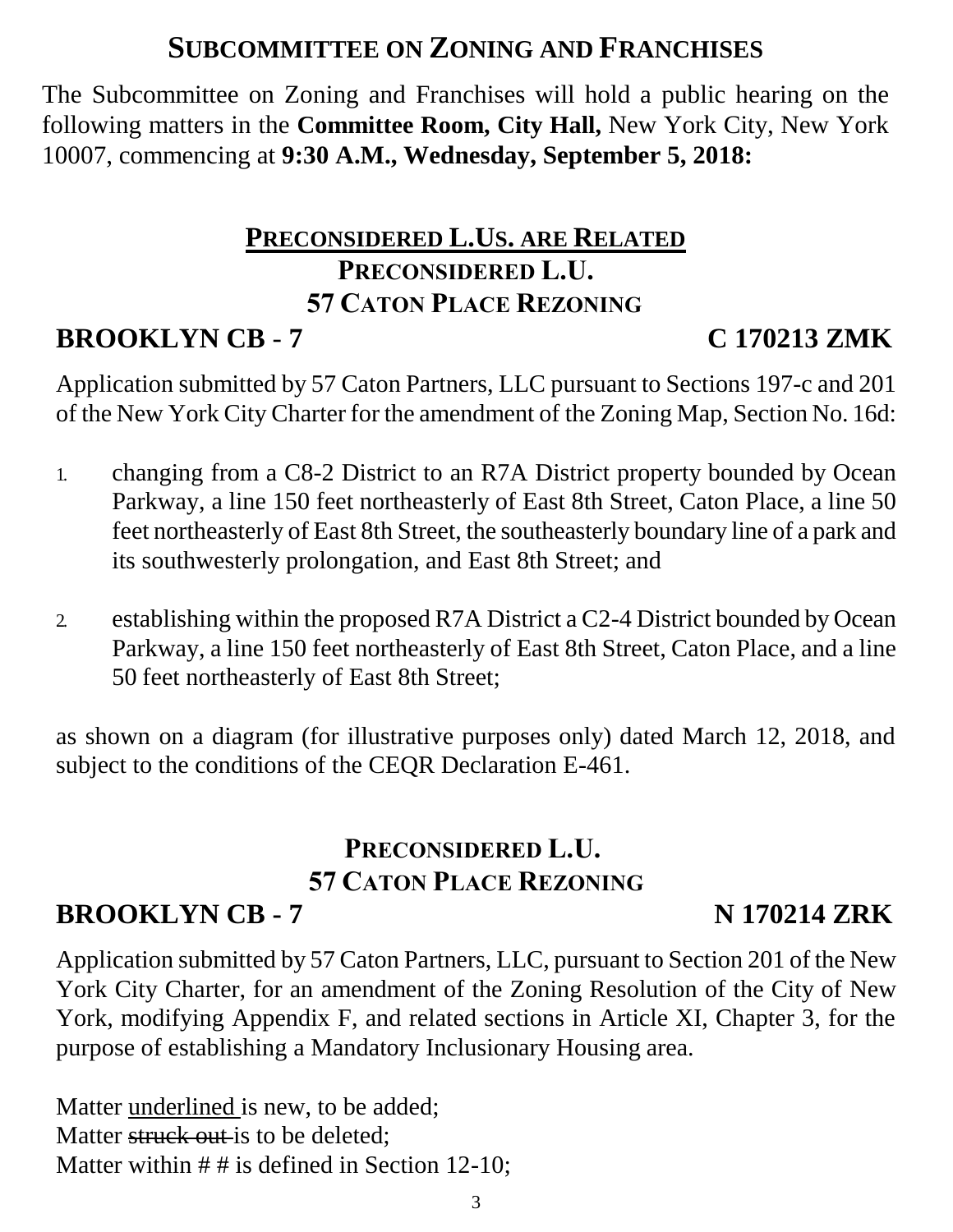## SUBCOMMITTEE ON ZONING AND FRANCHISES

The Subcommittee on Zoning and Franchises will hold a public hearing on the following matters in the **Committee Room, City Hall,** New York City, New York 10007, commencing at **9:30 A.M., Wednesday, September 5, 2018:**

### <u>PRECONSIDERED L.US. ARE RELATED</u>

### PRECONSIDERED L.U.

### 57 CATON PLACE REZONING

**BROOKLYN CB - 7** **C 170213 ZMK**

Application submitted by 57 Caton Partners, LLC pursuant to Sections 197-c and 201 of the New York City Charter for the amendment of the Zoning Map, Section No. 16d:

1. changing from a C8-2 District to an R7A District property bounded by Ocean Parkway, a line 150 feet northeasterly of East 8th Street, Caton Place, a line 50 feet northeasterly of East 8th Street, the southeasterly boundary line of a park and its southwesterly prolongation, and East 8th Street; and

2. establishing within the proposed R7A District a C2-4 District bounded by Ocean Parkway, a line 150 feet northeasterly of East 8th Street, Caton Place, and a line 50 feet northeasterly of East 8th Street;

as shown on a diagram (for illustrative purposes only) dated March 12, 2018, and subject to the conditions of the CEQR Declaration E-461.

### PRECONSIDERED L.U.

### 57 CATON PLACE REZONING

**BROOKLYN CB - 7** **N 170214 ZRK**

Application submitted by 57 Caton Partners, LLC, pursuant to Section 201 of the New York City Charter, for an amendment of the Zoning Resolution of the City of New York, modifying Appendix F, and related sections in Article XI, Chapter 3, for the purpose of establishing a Mandatory Inclusionary Housing area.

Matter <u>underlined</u> is new, to be added;
Matter ~~struck out~~ is to be deleted;
Matter within # # is defined in Section 12-10;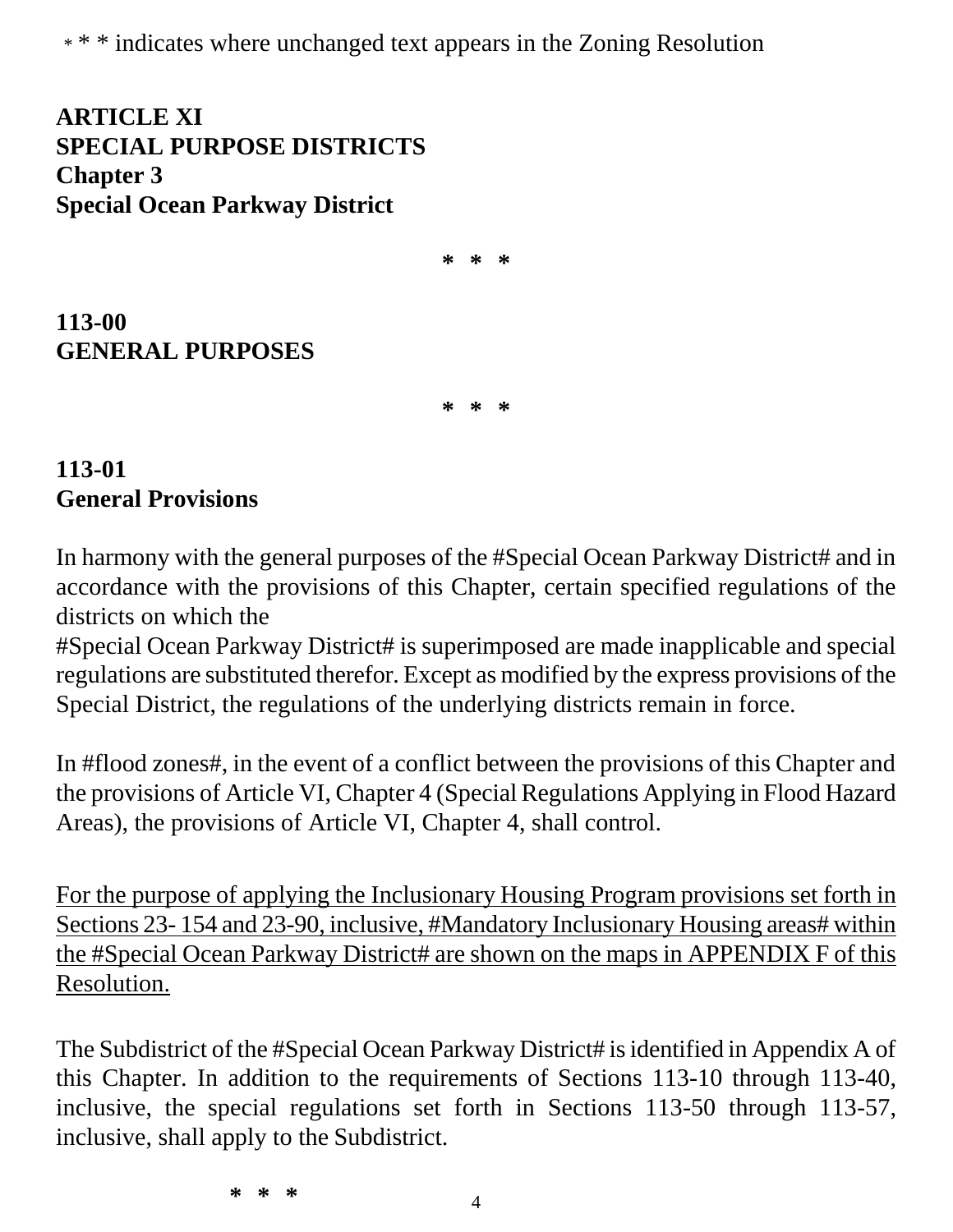\* \* \* indicates where unchanged text appears in the Zoning Resolution

**ARTICLE XI**
**SPECIAL PURPOSE DISTRICTS**
**Chapter 3**
**Special Ocean Parkway District**

\* \* \*

**113-00**
**GENERAL PURPOSES**

\* \* \*

**113-01**
**General Provisions**

In harmony with the general purposes of the #Special Ocean Parkway District# and in accordance with the provisions of this Chapter, certain specified regulations of the districts on which the #Special Ocean Parkway District# is superimposed are made inapplicable and special regulations are substituted therefor. Except as modified by the express provisions of the Special District, the regulations of the underlying districts remain in force.

In #flood zones#, in the event of a conflict between the provisions of this Chapter and the provisions of Article VI, Chapter 4 (Special Regulations Applying in Flood Hazard Areas), the provisions of Article VI, Chapter 4, shall control.

<u>For the purpose of applying the Inclusionary Housing Program provisions set forth in Sections 23- 154 and 23-90, inclusive, #Mandatory Inclusionary Housing areas# within the #Special Ocean Parkway District# are shown on the maps in APPENDIX F of this Resolution.</u>

The Subdistrict of the #Special Ocean Parkway District# is identified in Appendix A of this Chapter. In addition to the requirements of Sections 113-10 through 113-40, inclusive, the special regulations set forth in Sections 113-50 through 113-57, inclusive, shall apply to the Subdistrict.

\* \* \*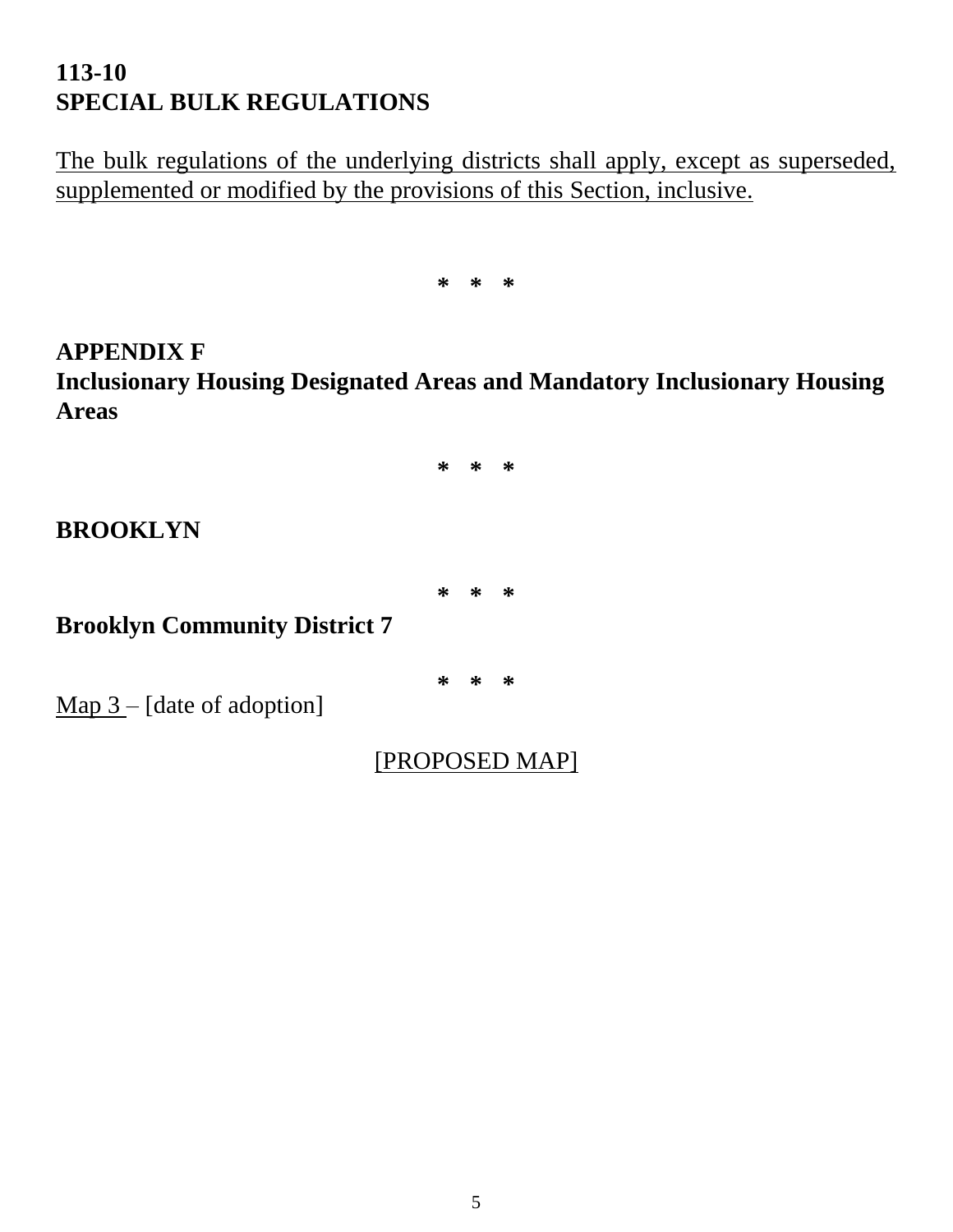**113-10**
**SPECIAL BULK REGULATIONS**

<u>The bulk regulations of the underlying districts shall apply, except as superseded, supplemented or modified by the provisions of this Section, inclusive.</u>

\* \* \*

**APPENDIX F**
**Inclusionary Housing Designated Areas and Mandatory Inclusionary Housing Areas**

\* \* \*

**BROOKLYN**

\* \* \*

**Brooklyn Community District 7**

\* \* \*

<u>Map 3</u> – [date of adoption]

<u>[PROPOSED MAP]</u>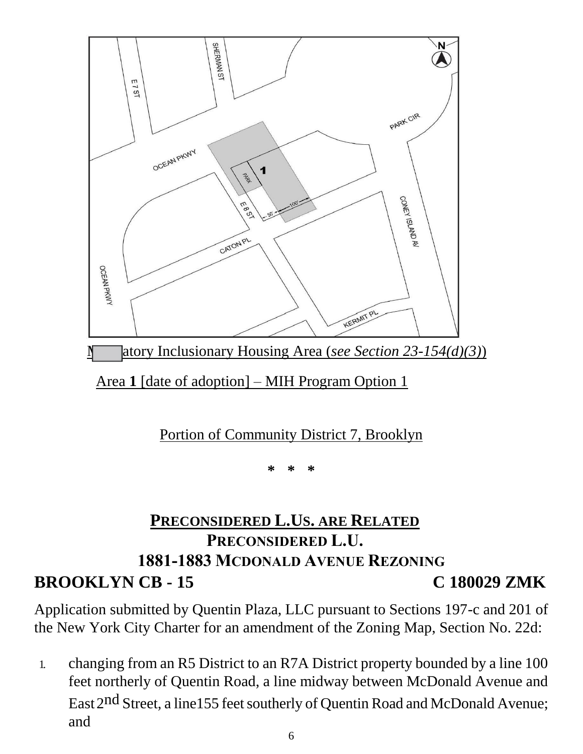Mandatory Inclusionary Housing Area (*see Section 23-154(d)(3)*)

Area **1** [date of adoption] – MIH Program Option 1

Portion of Community District 7, Brooklyn

\* \* \*

## PRECONSIDERED L.US. ARE RELATED

## PRECONSIDERED L.U.

## 1881-1883 MCDONALD AVENUE REZONING

**BROOKLYN CB - 15** **C 180029 ZMK**

Application submitted by Quentin Plaza, LLC pursuant to Sections 197-c and 201 of the New York City Charter for an amendment of the Zoning Map, Section No. 22d:

1. changing from an R5 District to an R7A District property bounded by a line 100 feet northerly of Quentin Road, a line midway between McDonald Avenue and East 2nd Street, a line155 feet southerly of Quentin Road and McDonald Avenue; and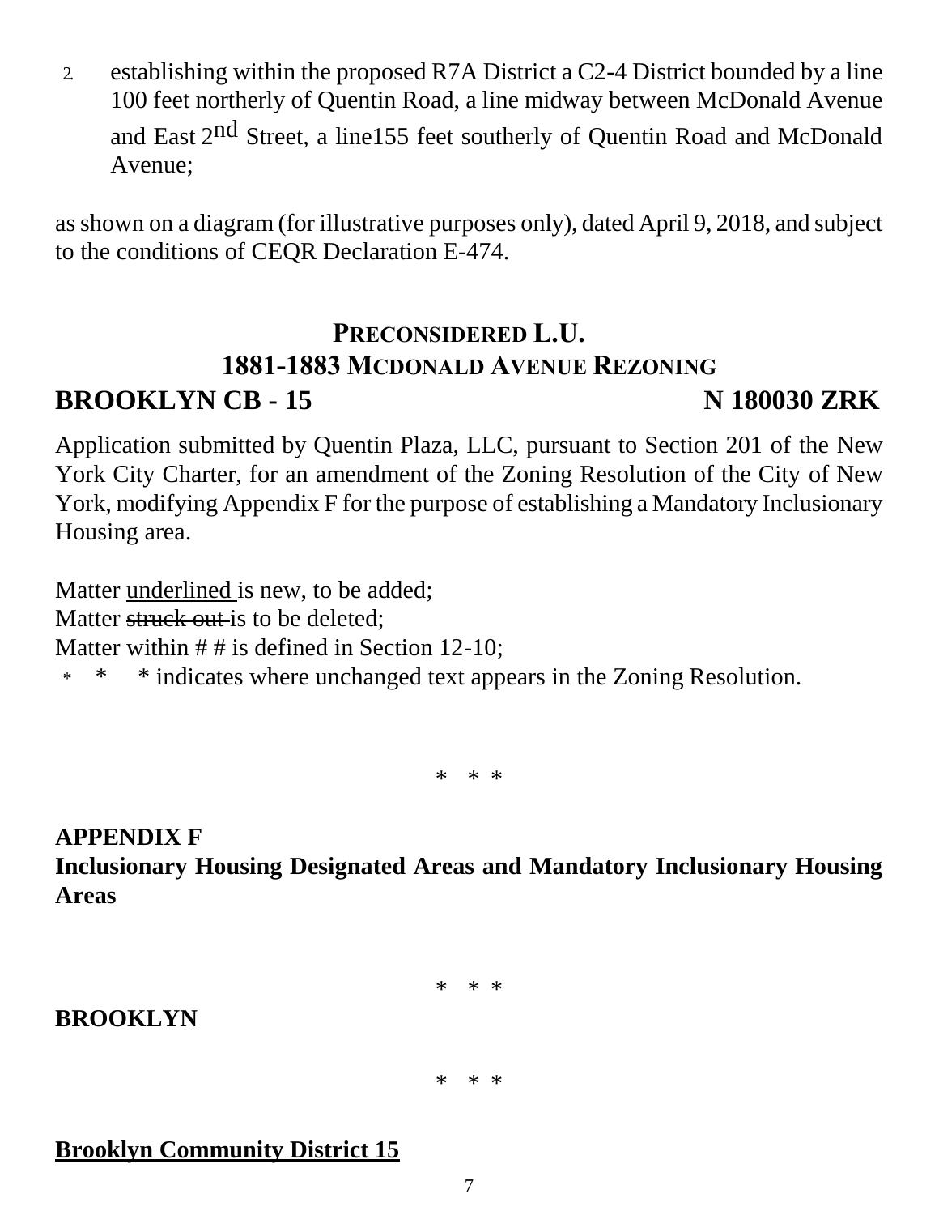2. establishing within the proposed R7A District a C2-4 District bounded by a line 100 feet northerly of Quentin Road, a line midway between McDonald Avenue and East 2nd Street, a line155 feet southerly of Quentin Road and McDonald Avenue;

as shown on a diagram (for illustrative purposes only), dated April 9, 2018, and subject to the conditions of CEQR Declaration E-474.

## PRECONSIDERED L.U.
## 1881-1883 MCDONALD AVENUE REZONING

**BROOKLYN CB - 15** **N 180030 ZRK**

Application submitted by Quentin Plaza, LLC, pursuant to Section 201 of the New York City Charter, for an amendment of the Zoning Resolution of the City of New York, modifying Appendix F for the purpose of establishing a Mandatory Inclusionary Housing area.

Matter <u>underlined</u> is new, to be added;
Matter ~~struck out~~ is to be deleted;
Matter within # # is defined in Section 12-10;
\* \* \* indicates where unchanged text appears in the Zoning Resolution.

\* \* \*

**APPENDIX F**
**Inclusionary Housing Designated Areas and Mandatory Inclusionary Housing Areas**

\* \* \*

**BROOKLYN**

\* \* \*

**<u>Brooklyn Community District 15</u>**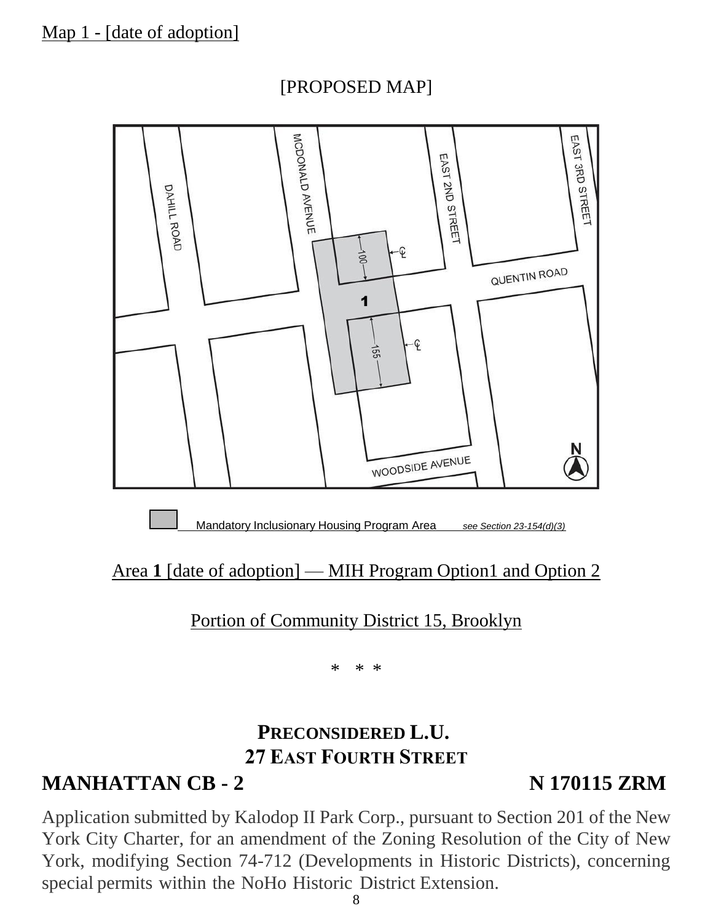Map 1 - [date of adoption]

[PROPOSED MAP]

Mandatory Inclusionary Housing Program Area *see Section 23-154(d)(3)*

Area **1** [date of adoption] — MIH Program Option1 and Option 2

Portion of Community District 15, Brooklyn

\* \* \*

**PRECONSIDERED L.U.**
**27 EAST FOURTH STREET**

## MANHATTAN CB - 2 N 170115 ZRM

Application submitted by Kalodop II Park Corp., pursuant to Section 201 of the New York City Charter, for an amendment of the Zoning Resolution of the City of New York, modifying Section 74-712 (Developments in Historic Districts), concerning special permits within the NoHo Historic District Extension.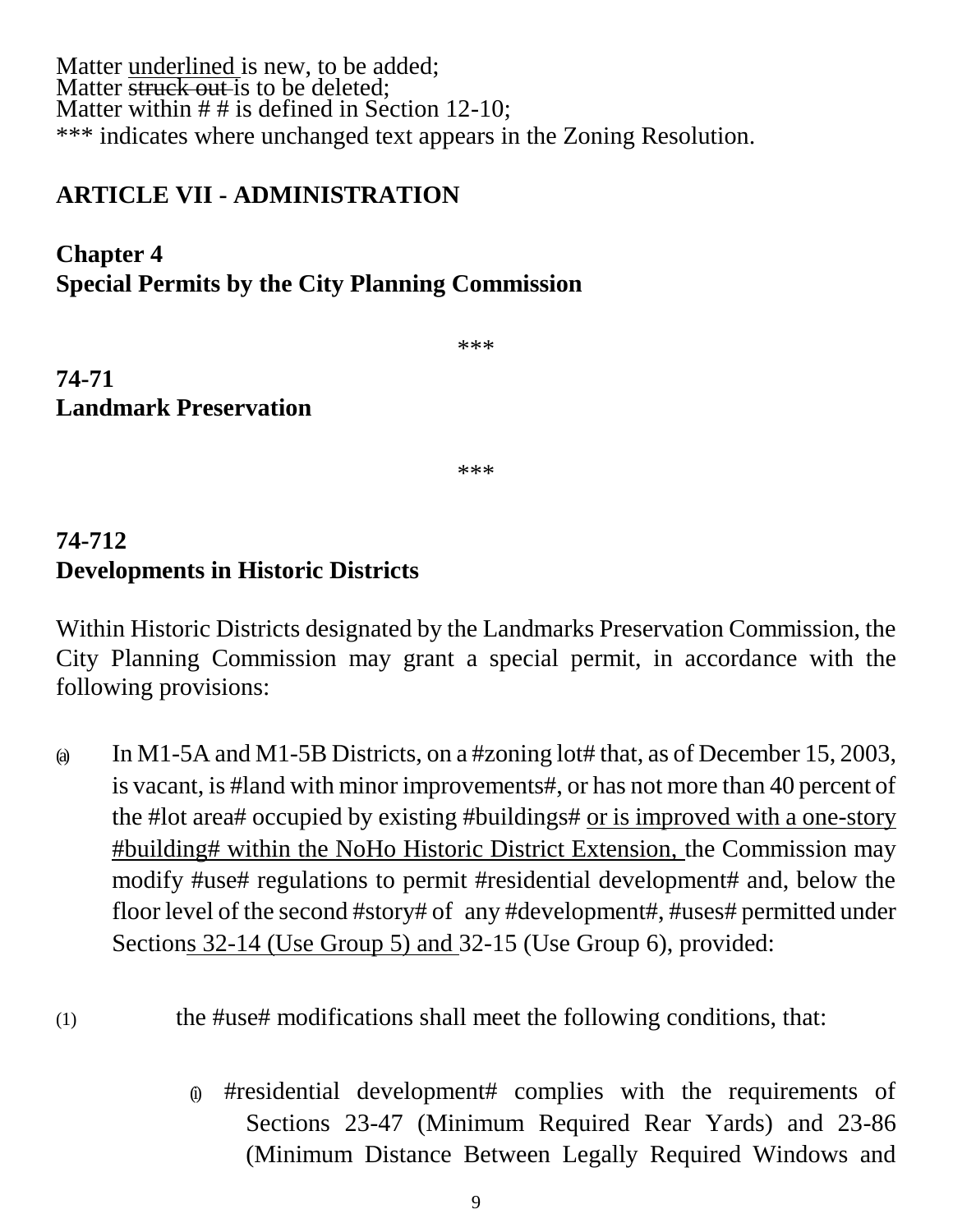Matter <u>underlined</u> is new, to be added;
Matter ~~struck out~~ is to be deleted;
Matter within # # is defined in Section 12-10;
*** indicates where unchanged text appears in the Zoning Resolution.

## ARTICLE VII - ADMINISTRATION

## Chapter 4
## Special Permits by the City Planning Commission

***

### 74-71
### Landmark Preservation

***

### 74-712
### Developments in Historic Districts

Within Historic Districts designated by the Landmarks Preservation Commission, the City Planning Commission may grant a special permit, in accordance with the following provisions:

(a) In M1-5A and M1-5B Districts, on a #zoning lot# that, as of December 15, 2003, is vacant, is #land with minor improvements#, or has not more than 40 percent of the #lot area# occupied by existing #buildings# <u>or is improved with a one-story #building# within the NoHo Historic District Extension,</u> the Commission may modify #use# regulations to permit #residential development# and, below the floor level of the second #story# of any #development#, #uses# permitted under Section<u>s 32-14 (Use Group 5) and</u> 32-15 (Use Group 6), provided:

(1) the #use# modifications shall meet the following conditions, that:

(i) #residential development# complies with the requirements of Sections 23-47 (Minimum Required Rear Yards) and 23-86 (Minimum Distance Between Legally Required Windows and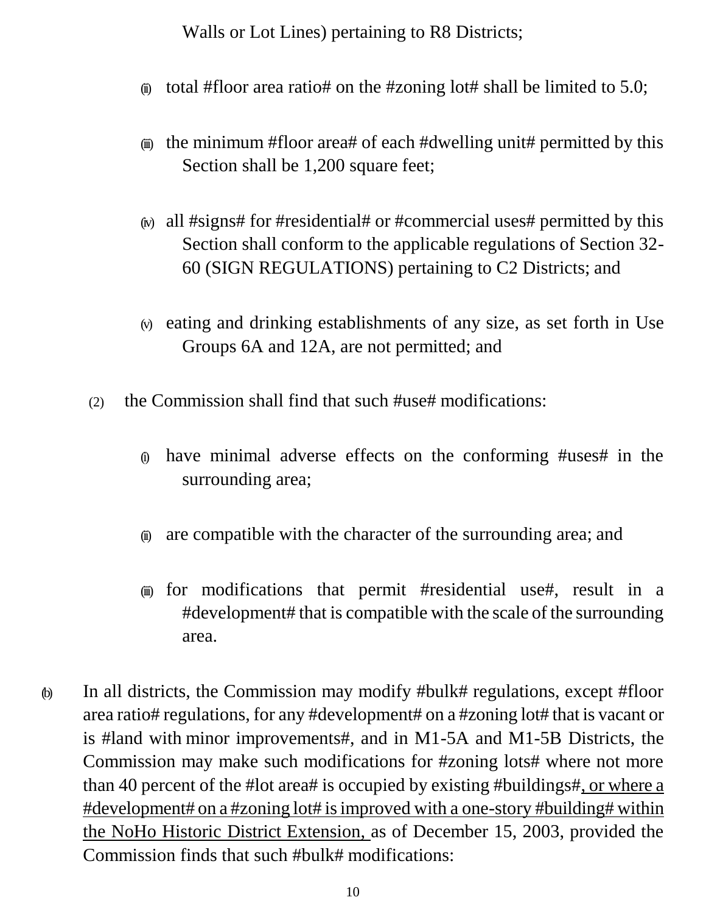Walls or Lot Lines) pertaining to R8 Districts;

(ii) total #floor area ratio# on the #zoning lot# shall be limited to 5.0;

(iii) the minimum #floor area# of each #dwelling unit# permitted by this Section shall be 1,200 square feet;

(iv) all #signs# for #residential# or #commercial uses# permitted by this Section shall conform to the applicable regulations of Section 32-60 (SIGN REGULATIONS) pertaining to C2 Districts; and

(v) eating and drinking establishments of any size, as set forth in Use Groups 6A and 12A, are not permitted; and

(2) the Commission shall find that such #use# modifications:

(i) have minimal adverse effects on the conforming #uses# in the surrounding area;

(ii) are compatible with the character of the surrounding area; and

(iii) for modifications that permit #residential use#, result in a #development# that is compatible with the scale of the surrounding area.

(b) In all districts, the Commission may modify #bulk# regulations, except #floor area ratio# regulations, for any #development# on a #zoning lot# that is vacant or is #land with minor improvements#, and in M1-5A and M1-5B Districts, the Commission may make such modifications for #zoning lots# where not more than 40 percent of the #lot area# is occupied by existing #buildings#<u>, or where a #development# on a #zoning lot# is improved with a one-story #building# within the NoHo Historic District Extension, </u>as of December 15, 2003, provided the Commission finds that such #bulk# modifications: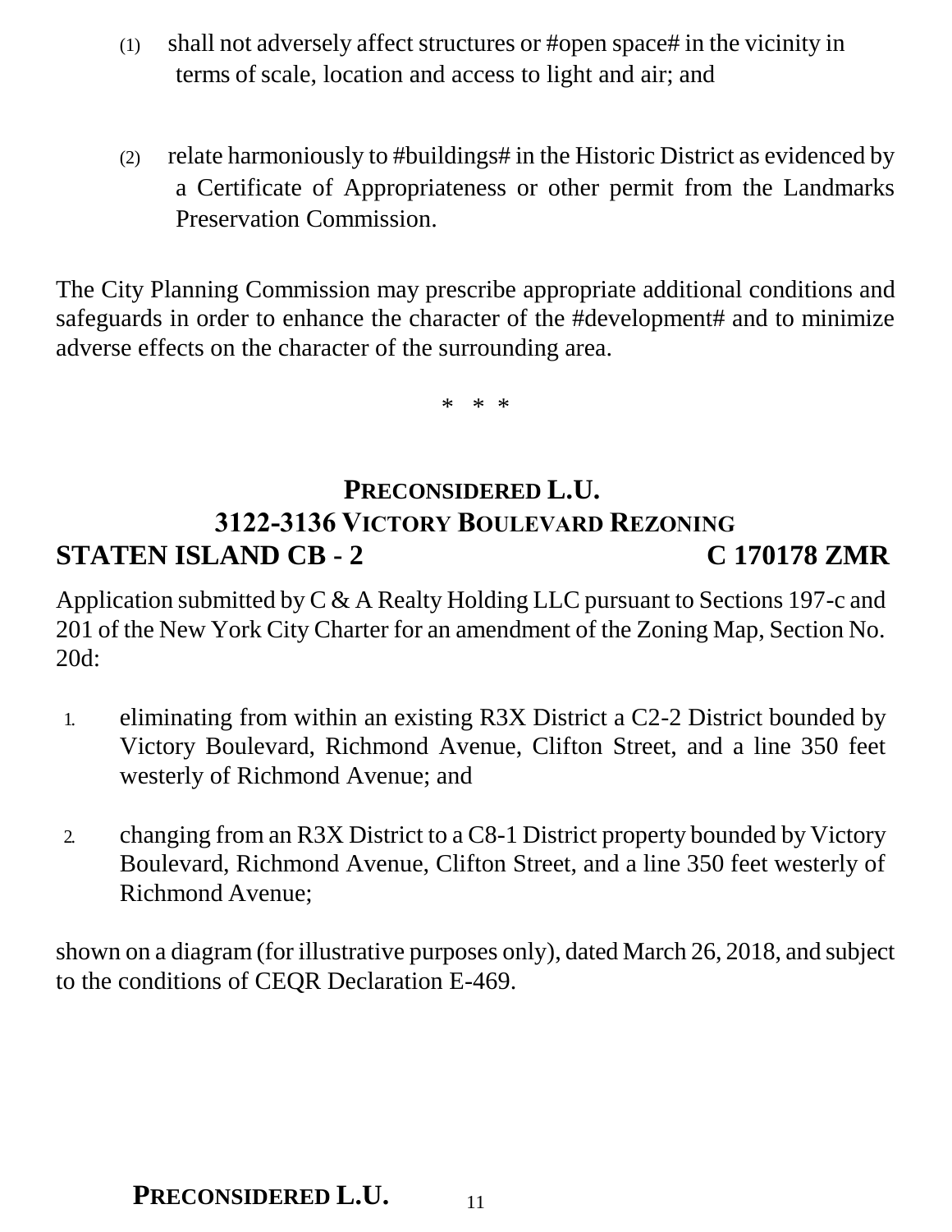(1) shall not adversely affect structures or #open space# in the vicinity in terms of scale, location and access to light and air; and

(2) relate harmoniously to #buildings# in the Historic District as evidenced by a Certificate of Appropriateness or other permit from the Landmarks Preservation Commission.

The City Planning Commission may prescribe appropriate additional conditions and safeguards in order to enhance the character of the #development# and to minimize adverse effects on the character of the surrounding area.

\* \* \*

## PRECONSIDERED L.U.
## 3122-3136 VICTORY BOULEVARD REZONING
## STATEN ISLAND CB - 2 C 170178 ZMR

Application submitted by C & A Realty Holding LLC pursuant to Sections 197-c and 201 of the New York City Charter for an amendment of the Zoning Map, Section No. 20d:

1. eliminating from within an existing R3X District a C2-2 District bounded by Victory Boulevard, Richmond Avenue, Clifton Street, and a line 350 feet westerly of Richmond Avenue; and

2. changing from an R3X District to a C8-1 District property bounded by Victory Boulevard, Richmond Avenue, Clifton Street, and a line 350 feet westerly of Richmond Avenue;

shown on a diagram (for illustrative purposes only), dated March 26, 2018, and subject to the conditions of CEQR Declaration E-469.

## PRECONSIDERED L.U.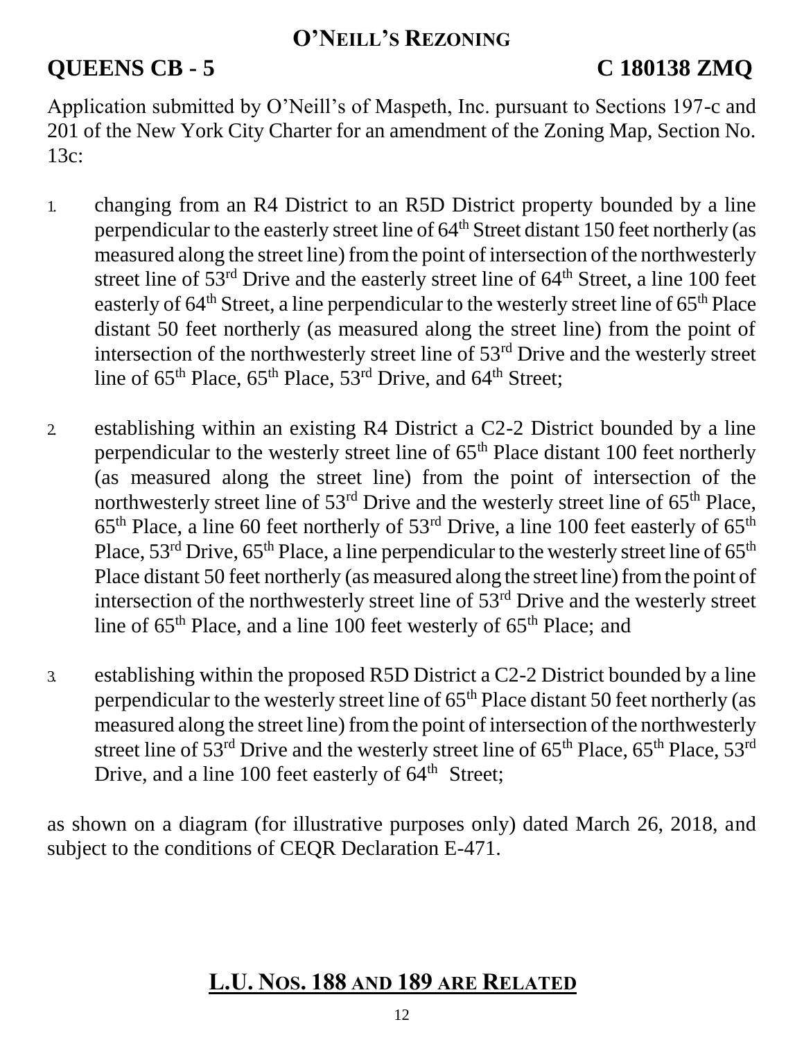# O'NEILL'S REZONING

**QUEENS CB - 5** **C 180138 ZMQ**

Application submitted by O'Neill's of Maspeth, Inc. pursuant to Sections 197-c and 201 of the New York City Charter for an amendment of the Zoning Map, Section No. 13c:

1. changing from an R4 District to an R5D District property bounded by a line perpendicular to the easterly street line of 64th Street distant 150 feet northerly (as measured along the street line) from the point of intersection of the northwesterly street line of 53rd Drive and the easterly street line of 64th Street, a line 100 feet easterly of 64th Street, a line perpendicular to the westerly street line of 65th Place distant 50 feet northerly (as measured along the street line) from the point of intersection of the northwesterly street line of 53rd Drive and the westerly street line of 65th Place, 65th Place, 53rd Drive, and 64th Street;

2. establishing within an existing R4 District a C2-2 District bounded by a line perpendicular to the westerly street line of 65th Place distant 100 feet northerly (as measured along the street line) from the point of intersection of the northwesterly street line of 53rd Drive and the westerly street line of 65th Place, 65th Place, a line 60 feet northerly of 53rd Drive, a line 100 feet easterly of 65th Place, 53rd Drive, 65th Place, a line perpendicular to the westerly street line of 65th Place distant 50 feet northerly (as measured along the street line) from the point of intersection of the northwesterly street line of 53rd Drive and the westerly street line of 65th Place, and a line 100 feet westerly of 65th Place; and

3. establishing within the proposed R5D District a C2-2 District bounded by a line perpendicular to the westerly street line of 65th Place distant 50 feet northerly (as measured along the street line) from the point of intersection of the northwesterly street line of 53rd Drive and the westerly street line of 65th Place, 65th Place, 53rd Drive, and a line 100 feet easterly of 64th Street;

as shown on a diagram (for illustrative purposes only) dated March 26, 2018, and subject to the conditions of CEQR Declaration E-471.

## L.U. NOS. 188 AND 189 ARE RELATED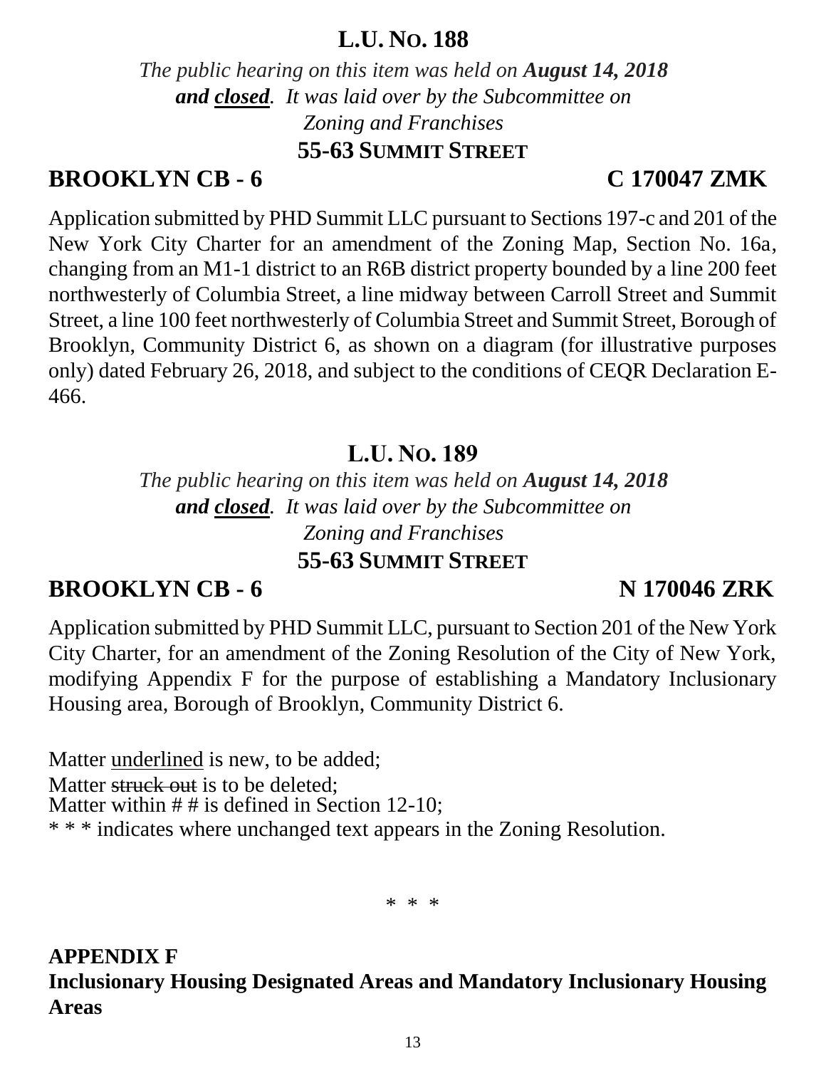## L.U. NO. 188

*The public hearing on this item was held on **August 14, 2018 and closed**. It was laid over by the Subcommittee on Zoning and Franchises*

**55-63 SUMMIT STREET**

**BROOKLYN CB - 6 C 170047 ZMK**

Application submitted by PHD Summit LLC pursuant to Sections 197-c and 201 of the New York City Charter for an amendment of the Zoning Map, Section No. 16a, changing from an M1-1 district to an R6B district property bounded by a line 200 feet northwesterly of Columbia Street, a line midway between Carroll Street and Summit Street, a line 100 feet northwesterly of Columbia Street and Summit Street, Borough of Brooklyn, Community District 6, as shown on a diagram (for illustrative purposes only) dated February 26, 2018, and subject to the conditions of CEQR Declaration E-466.

## L.U. NO. 189

*The public hearing on this item was held on **August 14, 2018 and closed**. It was laid over by the Subcommittee on Zoning and Franchises*

**55-63 SUMMIT STREET**

**BROOKLYN CB - 6 N 170046 ZRK**

Application submitted by PHD Summit LLC, pursuant to Section 201 of the New York City Charter, for an amendment of the Zoning Resolution of the City of New York, modifying Appendix F for the purpose of establishing a Mandatory Inclusionary Housing area, Borough of Brooklyn, Community District 6.

Matter <u>underlined</u> is new, to be added;
Matter ~~struck out~~ is to be deleted;
Matter within # # is defined in Section 12-10;
* * * indicates where unchanged text appears in the Zoning Resolution.

* * *

**APPENDIX F**
**Inclusionary Housing Designated Areas and Mandatory Inclusionary Housing Areas**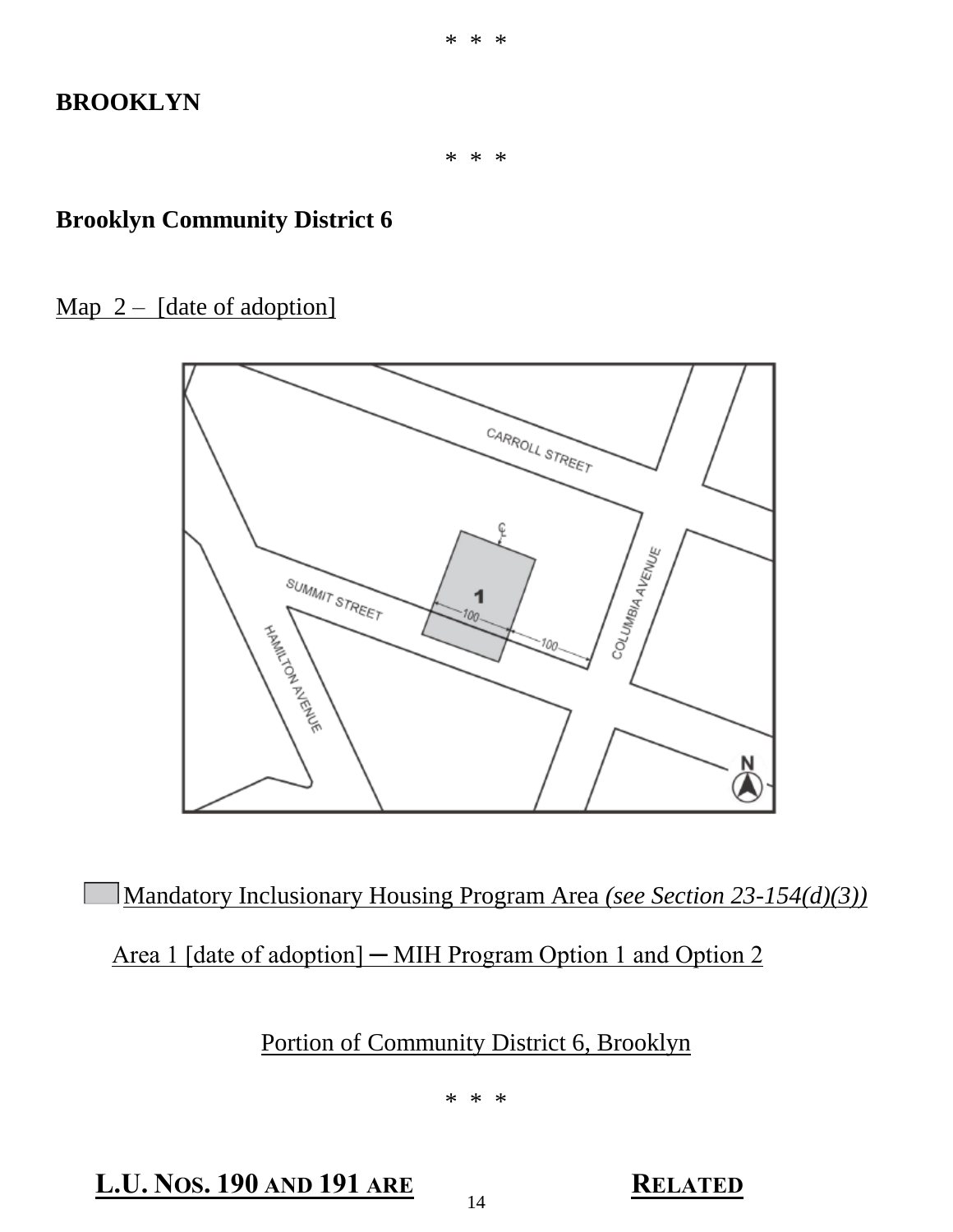\* \* \*

**BROOKLYN**

\* \* \*

**Brooklyn Community District 6**

Map 2 – [date of adoption]

Mandatory Inclusionary Housing Program Area *(see Section 23-154(d)(3))*

Area 1 [date of adoption] ─ MIH Program Option 1 and Option 2

Portion of Community District 6, Brooklyn

\* \* \*

**L.U. NOS. 190 AND 191 ARE RELATED**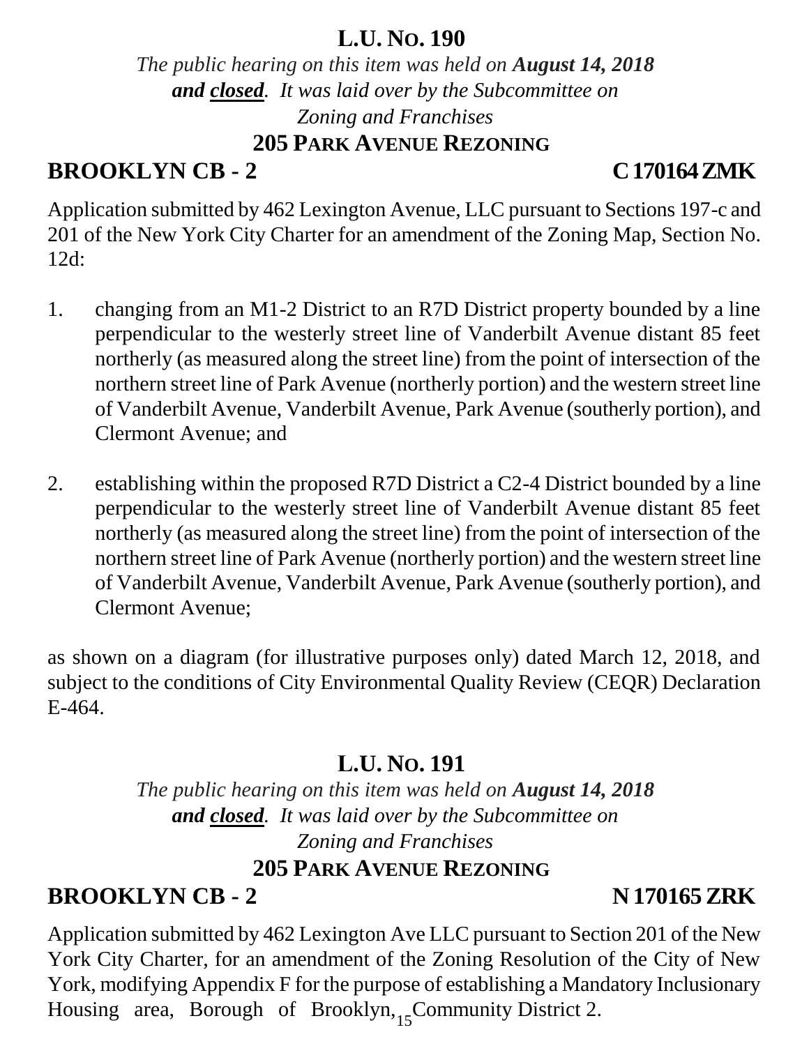## L.U. No. 190

*The public hearing on this item was held on **August 14, 2018 and closed**. It was laid over by the Subcommittee on Zoning and Franchises*

### 205 Park Avenue Rezoning

**BROOKLYN CB - 2** **C 170164 ZMK**

Application submitted by 462 Lexington Avenue, LLC pursuant to Sections 197-c and 201 of the New York City Charter for an amendment of the Zoning Map, Section No. 12d:

1. changing from an M1-2 District to an R7D District property bounded by a line perpendicular to the westerly street line of Vanderbilt Avenue distant 85 feet northerly (as measured along the street line) from the point of intersection of the northern street line of Park Avenue (northerly portion) and the western street line of Vanderbilt Avenue, Vanderbilt Avenue, Park Avenue (southerly portion), and Clermont Avenue; and

2. establishing within the proposed R7D District a C2-4 District bounded by a line perpendicular to the westerly street line of Vanderbilt Avenue distant 85 feet northerly (as measured along the street line) from the point of intersection of the northern street line of Park Avenue (northerly portion) and the western street line of Vanderbilt Avenue, Vanderbilt Avenue, Park Avenue (southerly portion), and Clermont Avenue;

as shown on a diagram (for illustrative purposes only) dated March 12, 2018, and subject to the conditions of City Environmental Quality Review (CEQR) Declaration E-464.

## L.U. No. 191

*The public hearing on this item was held on **August 14, 2018 and closed**. It was laid over by the Subcommittee on Zoning and Franchises*

### 205 Park Avenue Rezoning

**BROOKLYN CB - 2** **N 170165 ZRK**

Application submitted by 462 Lexington Ave LLC pursuant to Section 201 of the New York City Charter, for an amendment of the Zoning Resolution of the City of New York, modifying Appendix F for the purpose of establishing a Mandatory Inclusionary Housing area, Borough of Brooklyn, Community District 2.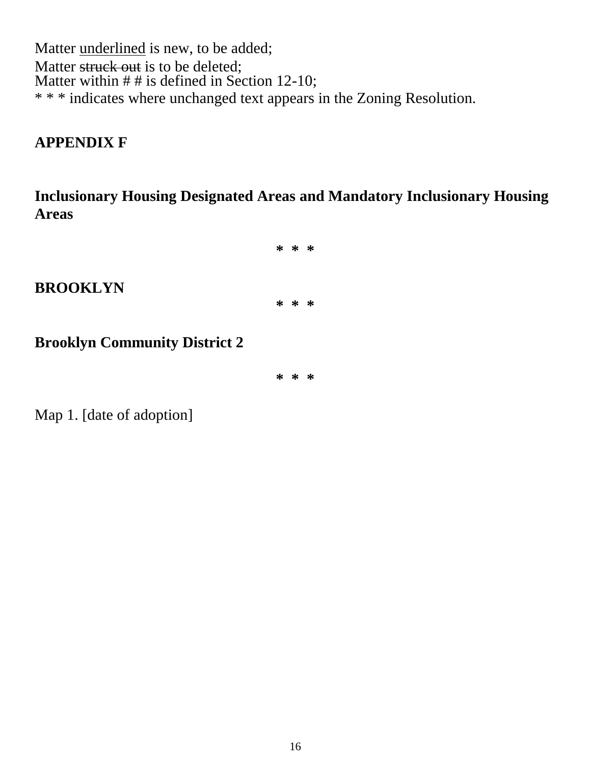Matter underlined is new, to be added;
Matter ~~struck out~~ is to be deleted;
Matter within # # is defined in Section 12-10;
* * * indicates where unchanged text appears in the Zoning Resolution.

**APPENDIX F**

**Inclusionary Housing Designated Areas and Mandatory Inclusionary Housing Areas**

* * *

**BROOKLYN**

* * *

**Brooklyn Community District 2**

* * *

Map 1. [date of adoption]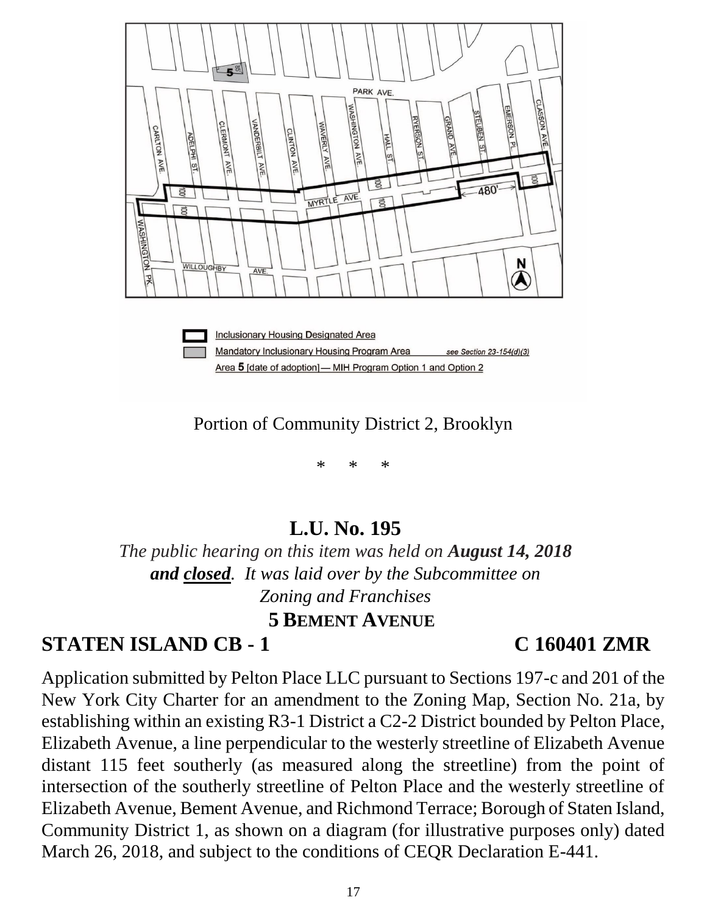Inclusionary Housing Designated Area

Mandatory Inclusionary Housing Program Area *see Section 23-154(d)(3)*

Area **5** [date of adoption] — MIH Program Option 1 and Option 2

Portion of Community District 2, Brooklyn

\* \* \*

## L.U. No. 195

*The public hearing on this item was held on **August 14, 2018 and closed**. It was laid over by the Subcommittee on Zoning and Franchises*

### 5 BEMENT AVENUE

### STATEN ISLAND CB - 1 C 160401 ZMR

Application submitted by Pelton Place LLC pursuant to Sections 197-c and 201 of the New York City Charter for an amendment to the Zoning Map, Section No. 21a, by establishing within an existing R3-1 District a C2-2 District bounded by Pelton Place, Elizabeth Avenue, a line perpendicular to the westerly streetline of Elizabeth Avenue distant 115 feet southerly (as measured along the streetline) from the point of intersection of the southerly streetline of Pelton Place and the westerly streetline of Elizabeth Avenue, Bement Avenue, and Richmond Terrace; Borough of Staten Island, Community District 1, as shown on a diagram (for illustrative purposes only) dated March 26, 2018, and subject to the conditions of CEQR Declaration E-441.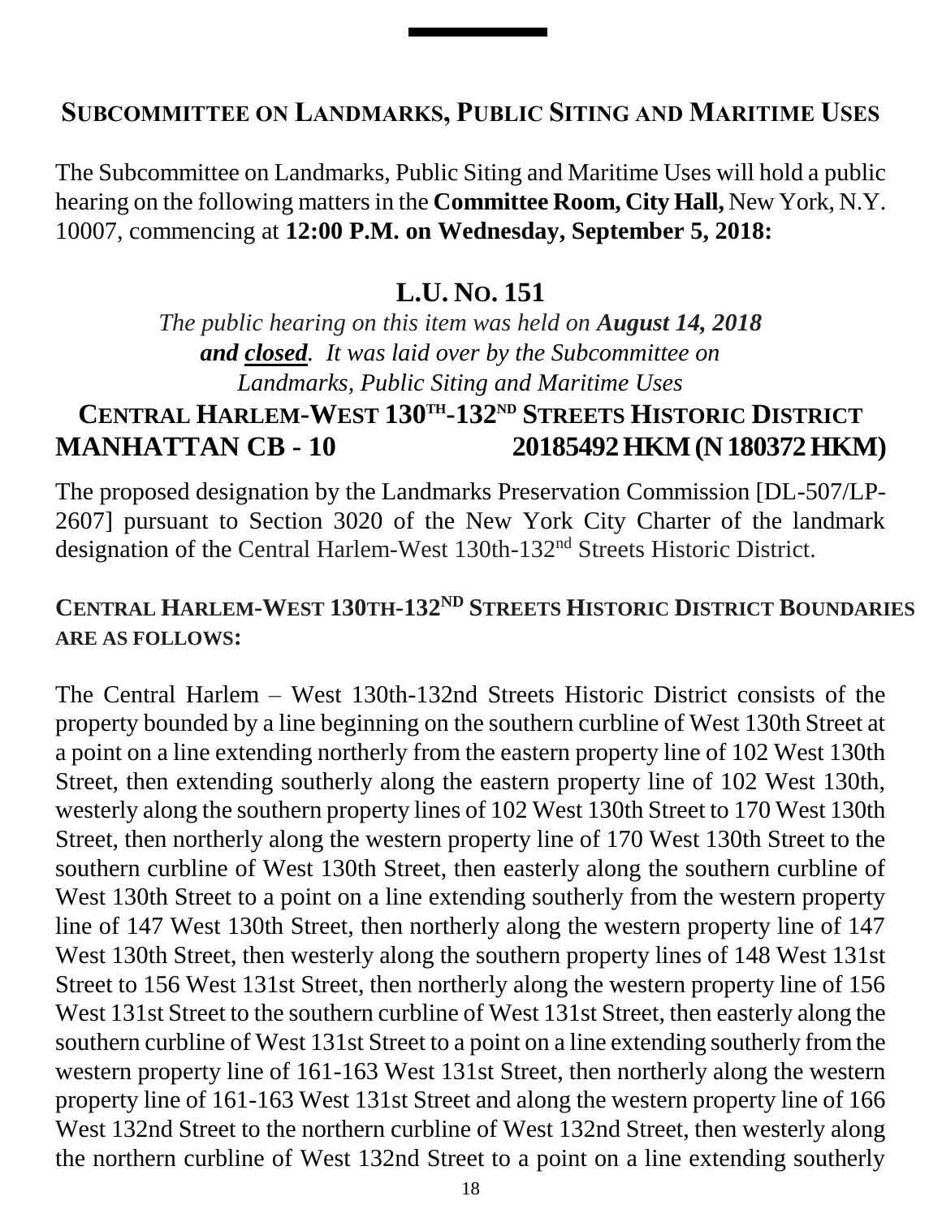## SUBCOMMITTEE ON LANDMARKS, PUBLIC SITING AND MARITIME USES

The Subcommittee on Landmarks, Public Siting and Maritime Uses will hold a public hearing on the following matters in the **Committee Room, City Hall,** New York, N.Y. 10007, commencing at **12:00 P.M. on Wednesday, September 5, 2018:**

### L.U. NO. 151

*The public hearing on this item was held on **August 14, 2018 and <u>closed</u>**. It was laid over by the Subcommittee on Landmarks, Public Siting and Maritime Uses*

### CENTRAL HARLEM-WEST 130TH-132ND STREETS HISTORIC DISTRICT

**MANHATTAN CB - 10 20185492 HKM (N 180372 HKM)**

The proposed designation by the Landmarks Preservation Commission [DL-507/LP-2607] pursuant to Section 3020 of the New York City Charter of the landmark designation of the Central Harlem-West 130th-132nd Streets Historic District.

### CENTRAL HARLEM-WEST 130TH-132ND STREETS HISTORIC DISTRICT BOUNDARIES ARE AS FOLLOWS:

The Central Harlem – West 130th-132nd Streets Historic District consists of the property bounded by a line beginning on the southern curbline of West 130th Street at a point on a line extending northerly from the eastern property line of 102 West 130th Street, then extending southerly along the eastern property line of 102 West 130th, westerly along the southern property lines of 102 West 130th Street to 170 West 130th Street, then northerly along the western property line of 170 West 130th Street to the southern curbline of West 130th Street, then easterly along the southern curbline of West 130th Street to a point on a line extending southerly from the western property line of 147 West 130th Street, then northerly along the western property line of 147 West 130th Street, then westerly along the southern property lines of 148 West 131st Street to 156 West 131st Street, then northerly along the western property line of 156 West 131st Street to the southern curbline of West 131st Street, then easterly along the southern curbline of West 131st Street to a point on a line extending southerly from the western property line of 161-163 West 131st Street, then northerly along the western property line of 161-163 West 131st Street and along the western property line of 166 West 132nd Street to the northern curbline of West 132nd Street, then westerly along the northern curbline of West 132nd Street to a point on a line extending southerly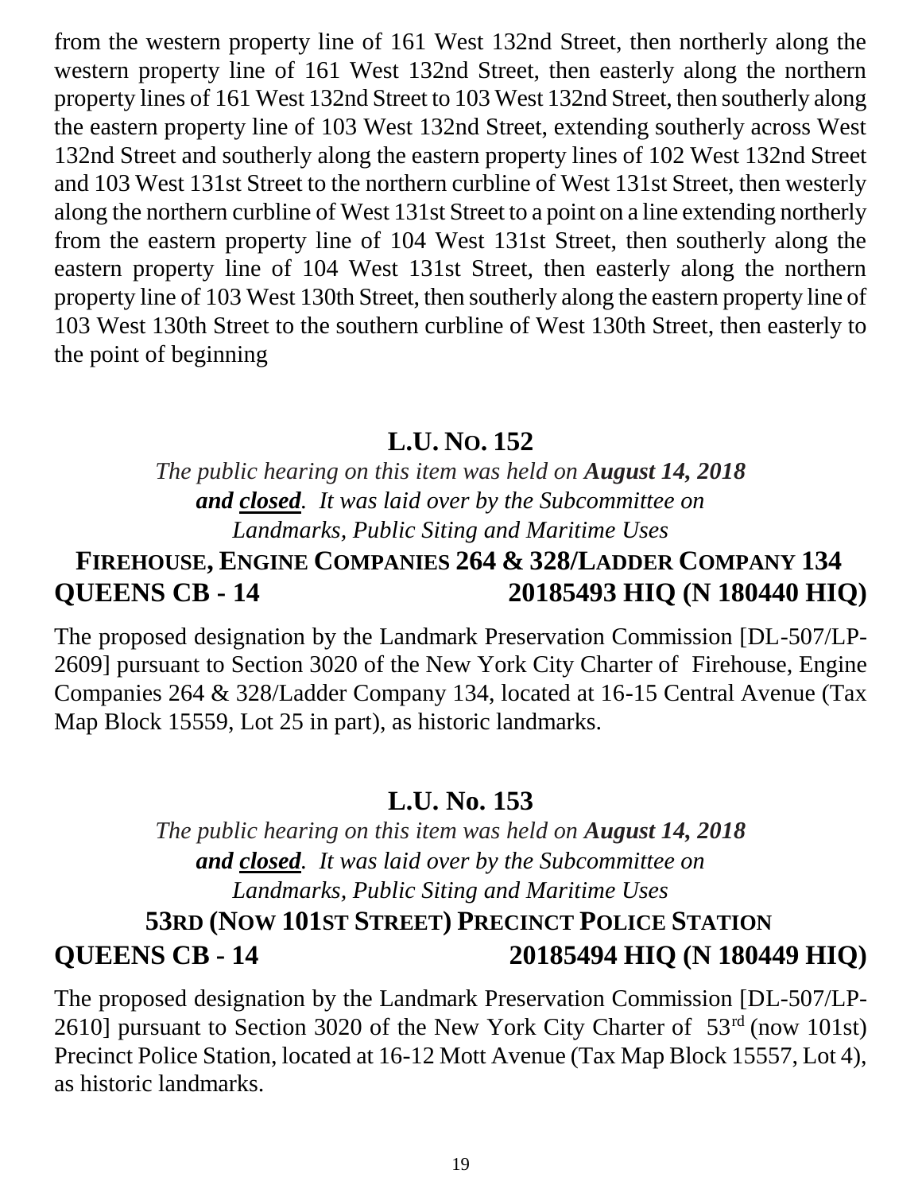from the western property line of 161 West 132nd Street, then northerly along the western property line of 161 West 132nd Street, then easterly along the northern property lines of 161 West 132nd Street to 103 West 132nd Street, then southerly along the eastern property line of 103 West 132nd Street, extending southerly across West 132nd Street and southerly along the eastern property lines of 102 West 132nd Street and 103 West 131st Street to the northern curbline of West 131st Street, then westerly along the northern curbline of West 131st Street to a point on a line extending northerly from the eastern property line of 104 West 131st Street, then southerly along the eastern property line of 104 West 131st Street, then easterly along the northern property line of 103 West 130th Street, then southerly along the eastern property line of 103 West 130th Street to the southern curbline of West 130th Street, then easterly to the point of beginning

## L.U. No. 152

*The public hearing on this item was held on **August 14, 2018** **and closed**. It was laid over by the Subcommittee on Landmarks, Public Siting and Maritime Uses*

### FIREHOUSE, ENGINE COMPANIES 264 & 328/LADDER COMPANY 134

**QUEENS CB - 14** **20185493 HIQ (N 180440 HIQ)**

The proposed designation by the Landmark Preservation Commission [DL-507/LP-2609] pursuant to Section 3020 of the New York City Charter of Firehouse, Engine Companies 264 & 328/Ladder Company 134, located at 16-15 Central Avenue (Tax Map Block 15559, Lot 25 in part), as historic landmarks.

## L.U. No. 153

*The public hearing on this item was held on **August 14, 2018** **and closed**. It was laid over by the Subcommittee on Landmarks, Public Siting and Maritime Uses*

### 53RD (NOW 101ST STREET) PRECINCT POLICE STATION

**QUEENS CB - 14** **20185494 HIQ (N 180449 HIQ)**

The proposed designation by the Landmark Preservation Commission [DL-507/LP-2610] pursuant to Section 3020 of the New York City Charter of 53rd (now 101st) Precinct Police Station, located at 16-12 Mott Avenue (Tax Map Block 15557, Lot 4), as historic landmarks.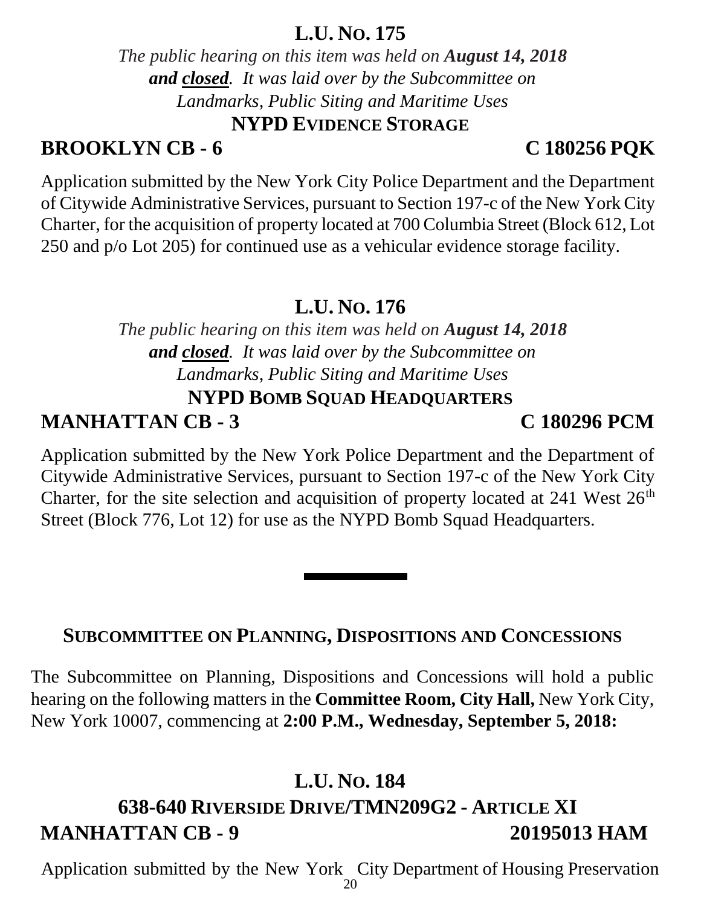## L.U. No. 175

*The public hearing on this item was held on **August 14, 2018** **and <u>closed</u>**. It was laid over by the Subcommittee on Landmarks, Public Siting and Maritime Uses*

### NYPD Evidence Storage

**BROOKLYN CB - 6 C 180256 PQK**

Application submitted by the New York City Police Department and the Department of Citywide Administrative Services, pursuant to Section 197-c of the New York City Charter, for the acquisition of property located at 700 Columbia Street (Block 612, Lot 250 and p/o Lot 205) for continued use as a vehicular evidence storage facility.

## L.U. No. 176

*The public hearing on this item was held on **August 14, 2018** **and <u>closed</u>**. It was laid over by the Subcommittee on Landmarks, Public Siting and Maritime Uses*

### NYPD Bomb Squad Headquarters

**MANHATTAN CB - 3 C 180296 PCM**

Application submitted by the New York Police Department and the Department of Citywide Administrative Services, pursuant to Section 197-c of the New York City Charter, for the site selection and acquisition of property located at 241 West 26th Street (Block 776, Lot 12) for use as the NYPD Bomb Squad Headquarters.

---

## Subcommittee on Planning, Dispositions and Concessions

The Subcommittee on Planning, Dispositions and Concessions will hold a public hearing on the following matters in the **Committee Room, City Hall,** New York City, New York 10007, commencing at **2:00 P.M., Wednesday, September 5, 2018:**

## L.U. No. 184

### 638-640 Riverside Drive/TMN209G2 - Article XI

**MANHATTAN CB - 9 20195013 HAM**

Application submitted by the New York City Department of Housing Preservation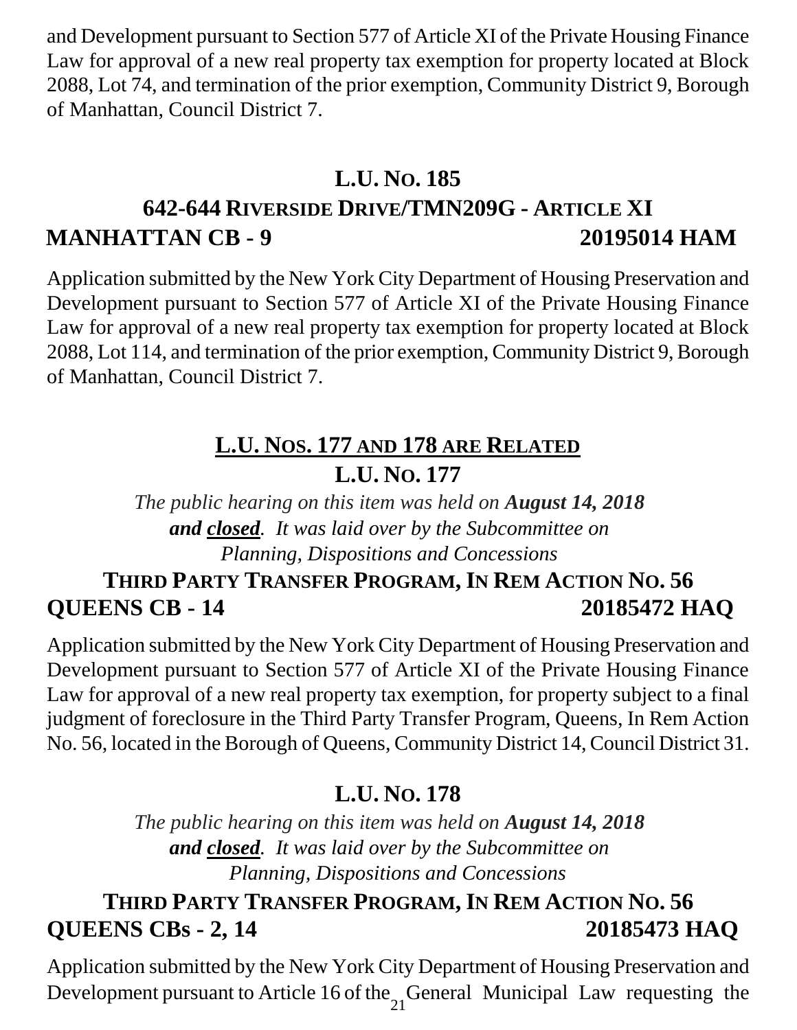and Development pursuant to Section 577 of Article XI of the Private Housing Finance Law for approval of a new real property tax exemption for property located at Block 2088, Lot 74, and termination of the prior exemption, Community District 9, Borough of Manhattan, Council District 7.

## L.U. No. 185

## 642-644 Riverside Drive/TMN209G - Article XI

**MANHATTAN CB - 9** **20195014 HAM**

Application submitted by the New York City Department of Housing Preservation and Development pursuant to Section 577 of Article XI of the Private Housing Finance Law for approval of a new real property tax exemption for property located at Block 2088, Lot 114, and termination of the prior exemption, Community District 9, Borough of Manhattan, Council District 7.

## L.U. Nos. 177 and 178 are Related

## L.U. No. 177

*The public hearing on this item was held on **August 14, 2018** **and closed**. It was laid over by the Subcommittee on Planning, Dispositions and Concessions*

## Third Party Transfer Program, In Rem Action No. 56

**QUEENS CB - 14** **20185472 HAQ**

Application submitted by the New York City Department of Housing Preservation and Development pursuant to Section 577 of Article XI of the Private Housing Finance Law for approval of a new real property tax exemption, for property subject to a final judgment of foreclosure in the Third Party Transfer Program, Queens, In Rem Action No. 56, located in the Borough of Queens, Community District 14, Council District 31.

## L.U. No. 178

*The public hearing on this item was held on **August 14, 2018** **and closed**. It was laid over by the Subcommittee on Planning, Dispositions and Concessions*

## Third Party Transfer Program, In Rem Action No. 56

**QUEENS CBs - 2, 14** **20185473 HAQ**

Application submitted by the New York City Department of Housing Preservation and Development pursuant to Article 16 of the General Municipal Law requesting the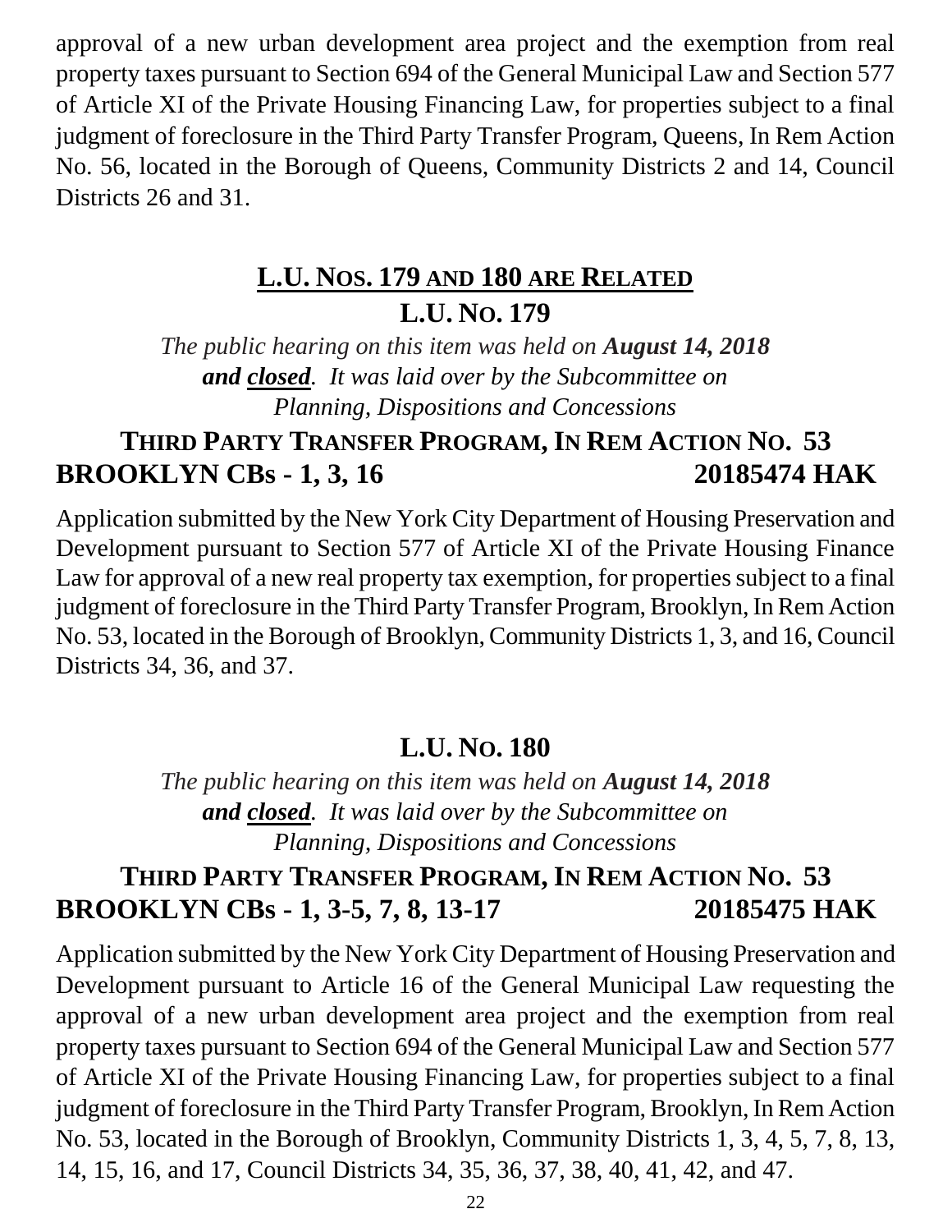approval of a new urban development area project and the exemption from real property taxes pursuant to Section 694 of the General Municipal Law and Section 577 of Article XI of the Private Housing Financing Law, for properties subject to a final judgment of foreclosure in the Third Party Transfer Program, Queens, In Rem Action No. 56, located in the Borough of Queens, Community Districts 2 and 14, Council Districts 26 and 31.

## L.U. NOS. 179 AND 180 ARE RELATED

## L.U. NO. 179

*The public hearing on this item was held on **August 14, 2018** **and closed**. It was laid over by the Subcommittee on Planning, Dispositions and Concessions*

### THIRD PARTY TRANSFER PROGRAM, IN REM ACTION NO. 53

**BROOKLYN CBs - 1, 3, 16 20185474 HAK**

Application submitted by the New York City Department of Housing Preservation and Development pursuant to Section 577 of Article XI of the Private Housing Finance Law for approval of a new real property tax exemption, for properties subject to a final judgment of foreclosure in the Third Party Transfer Program, Brooklyn, In Rem Action No. 53, located in the Borough of Brooklyn, Community Districts 1, 3, and 16, Council Districts 34, 36, and 37.

## L.U. NO. 180

*The public hearing on this item was held on **August 14, 2018** **and closed**. It was laid over by the Subcommittee on Planning, Dispositions and Concessions*

### THIRD PARTY TRANSFER PROGRAM, IN REM ACTION NO. 53

**BROOKLYN CBs - 1, 3-5, 7, 8, 13-17 20185475 HAK**

Application submitted by the New York City Department of Housing Preservation and Development pursuant to Article 16 of the General Municipal Law requesting the approval of a new urban development area project and the exemption from real property taxes pursuant to Section 694 of the General Municipal Law and Section 577 of Article XI of the Private Housing Financing Law, for properties subject to a final judgment of foreclosure in the Third Party Transfer Program, Brooklyn, In Rem Action No. 53, located in the Borough of Brooklyn, Community Districts 1, 3, 4, 5, 7, 8, 13, 14, 15, 16, and 17, Council Districts 34, 35, 36, 37, 38, 40, 41, 42, and 47.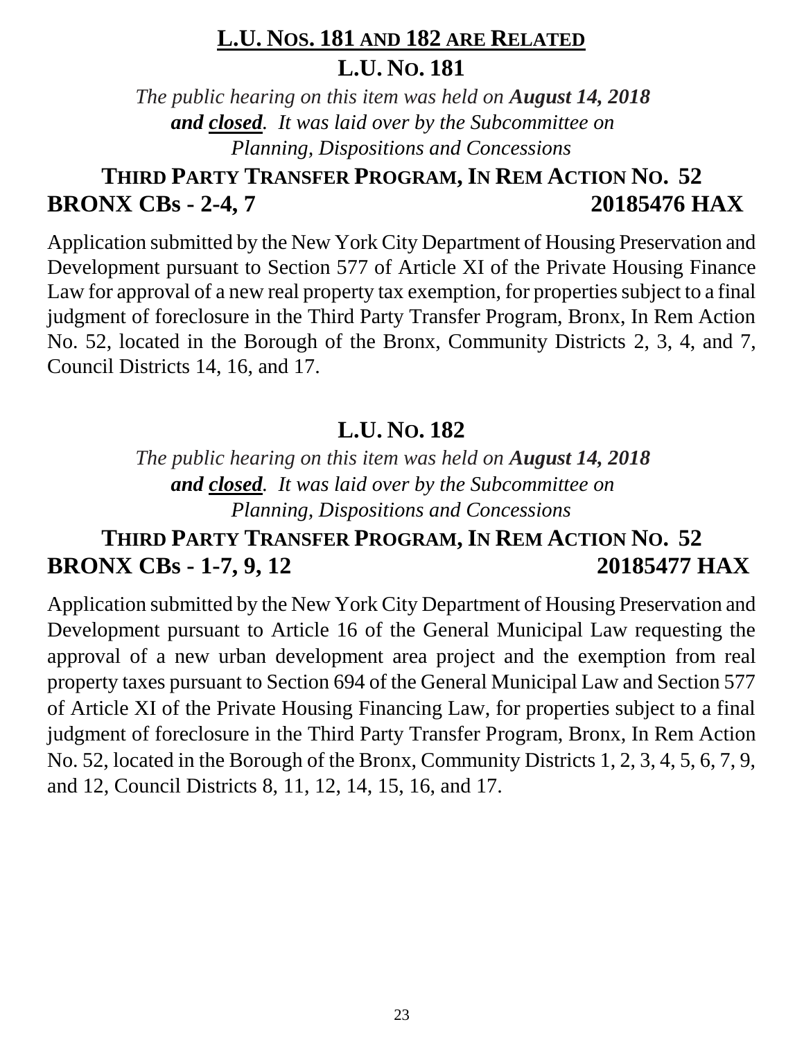## <u>L.U. Nos. 181 and 182 are Related</u>

## L.U. No. 181

*The public hearing on this item was held on **August 14, 2018 and <u>closed</u>**. It was laid over by the Subcommittee on Planning, Dispositions and Concessions*

### Third Party Transfer Program, In Rem Action No. 52

**BRONX CBs - 2-4, 7** **20185476 HAX**

Application submitted by the New York City Department of Housing Preservation and Development pursuant to Section 577 of Article XI of the Private Housing Finance Law for approval of a new real property tax exemption, for properties subject to a final judgment of foreclosure in the Third Party Transfer Program, Bronx, In Rem Action No. 52, located in the Borough of the Bronx, Community Districts 2, 3, 4, and 7, Council Districts 14, 16, and 17.

## L.U. No. 182

*The public hearing on this item was held on **August 14, 2018 and <u>closed</u>**. It was laid over by the Subcommittee on Planning, Dispositions and Concessions*

### Third Party Transfer Program, In Rem Action No. 52

**BRONX CBs - 1-7, 9, 12** **20185477 HAX**

Application submitted by the New York City Department of Housing Preservation and Development pursuant to Article 16 of the General Municipal Law requesting the approval of a new urban development area project and the exemption from real property taxes pursuant to Section 694 of the General Municipal Law and Section 577 of Article XI of the Private Housing Financing Law, for properties subject to a final judgment of foreclosure in the Third Party Transfer Program, Bronx, In Rem Action No. 52, located in the Borough of the Bronx, Community Districts 1, 2, 3, 4, 5, 6, 7, 9, and 12, Council Districts 8, 11, 12, 14, 15, 16, and 17.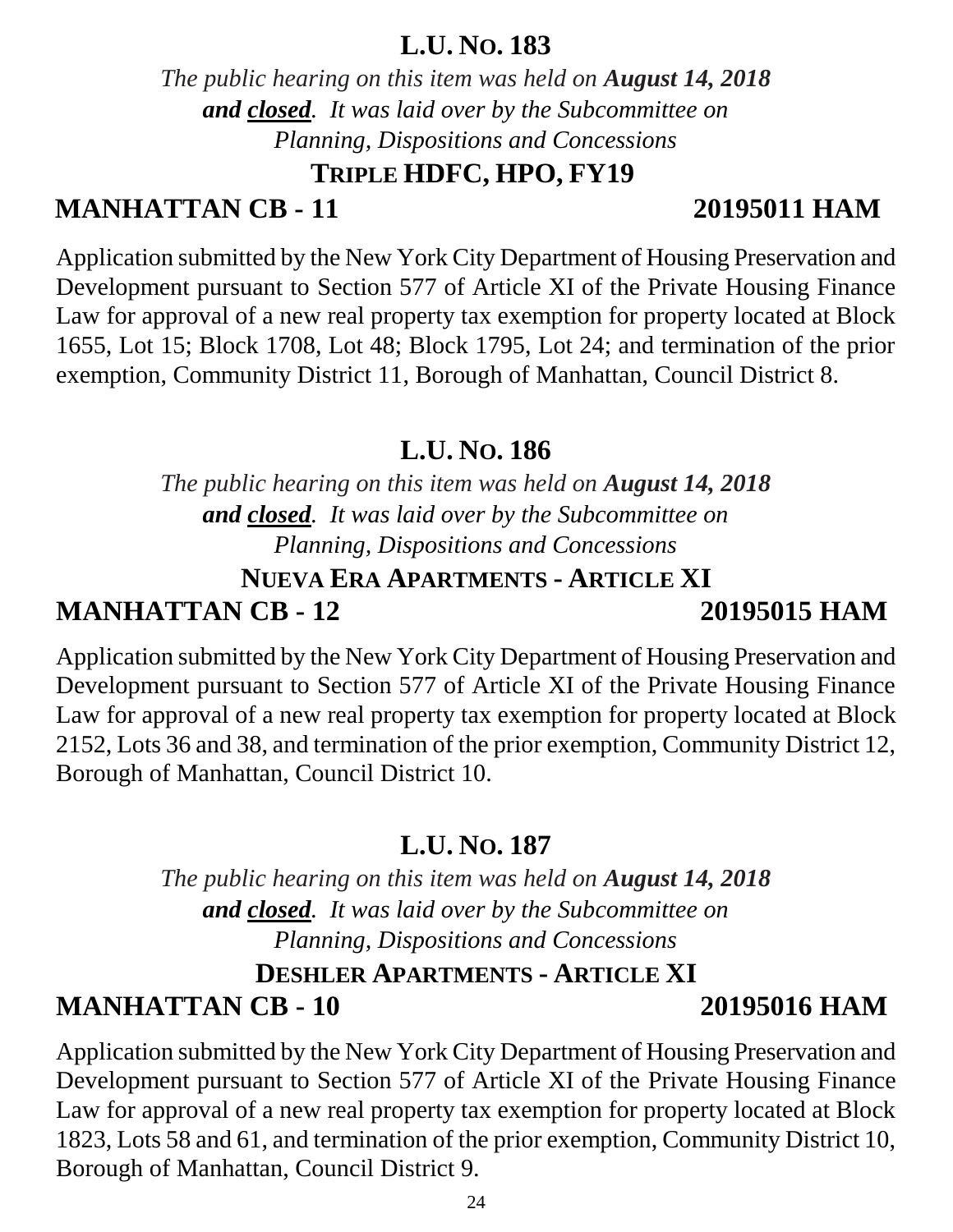## L.U. No. 183

*The public hearing on this item was held on **August 14, 2018** **and** **closed**. It was laid over by the Subcommittee on Planning, Dispositions and Concessions*

### Triple HDFC, HPO, FY19

**MANHATTAN CB - 11** **20195011 HAM**

Application submitted by the New York City Department of Housing Preservation and Development pursuant to Section 577 of Article XI of the Private Housing Finance Law for approval of a new real property tax exemption for property located at Block 1655, Lot 15; Block 1708, Lot 48; Block 1795, Lot 24; and termination of the prior exemption, Community District 11, Borough of Manhattan, Council District 8.

## L.U. No. 186

*The public hearing on this item was held on **August 14, 2018** **and** **closed**. It was laid over by the Subcommittee on Planning, Dispositions and Concessions*

### Nueva Era Apartments - Article XI

**MANHATTAN CB - 12** **20195015 HAM**

Application submitted by the New York City Department of Housing Preservation and Development pursuant to Section 577 of Article XI of the Private Housing Finance Law for approval of a new real property tax exemption for property located at Block 2152, Lots 36 and 38, and termination of the prior exemption, Community District 12, Borough of Manhattan, Council District 10.

## L.U. No. 187

*The public hearing on this item was held on **August 14, 2018** **and** **closed**. It was laid over by the Subcommittee on Planning, Dispositions and Concessions*

### Deshler Apartments - Article XI

**MANHATTAN CB - 10** **20195016 HAM**

Application submitted by the New York City Department of Housing Preservation and Development pursuant to Section 577 of Article XI of the Private Housing Finance Law for approval of a new real property tax exemption for property located at Block 1823, Lots 58 and 61, and termination of the prior exemption, Community District 10, Borough of Manhattan, Council District 9.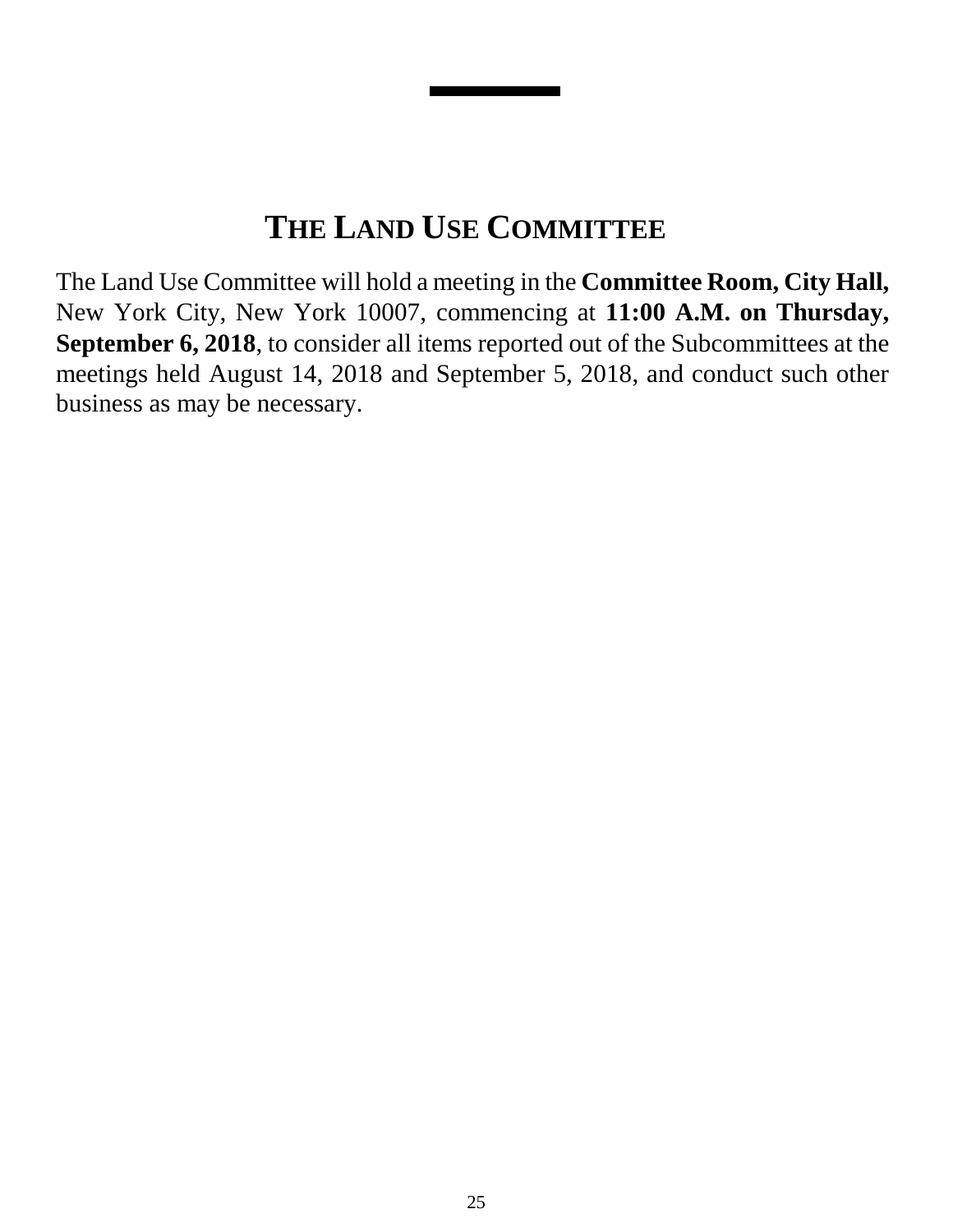## THE LAND USE COMMITTEE

The Land Use Committee will hold a meeting in the **Committee Room, City Hall,** New York City, New York 10007, commencing at **11:00 A.M. on Thursday, September 6, 2018**, to consider all items reported out of the Subcommittees at the meetings held August 14, 2018 and September 5, 2018, and conduct such other business as may be necessary.